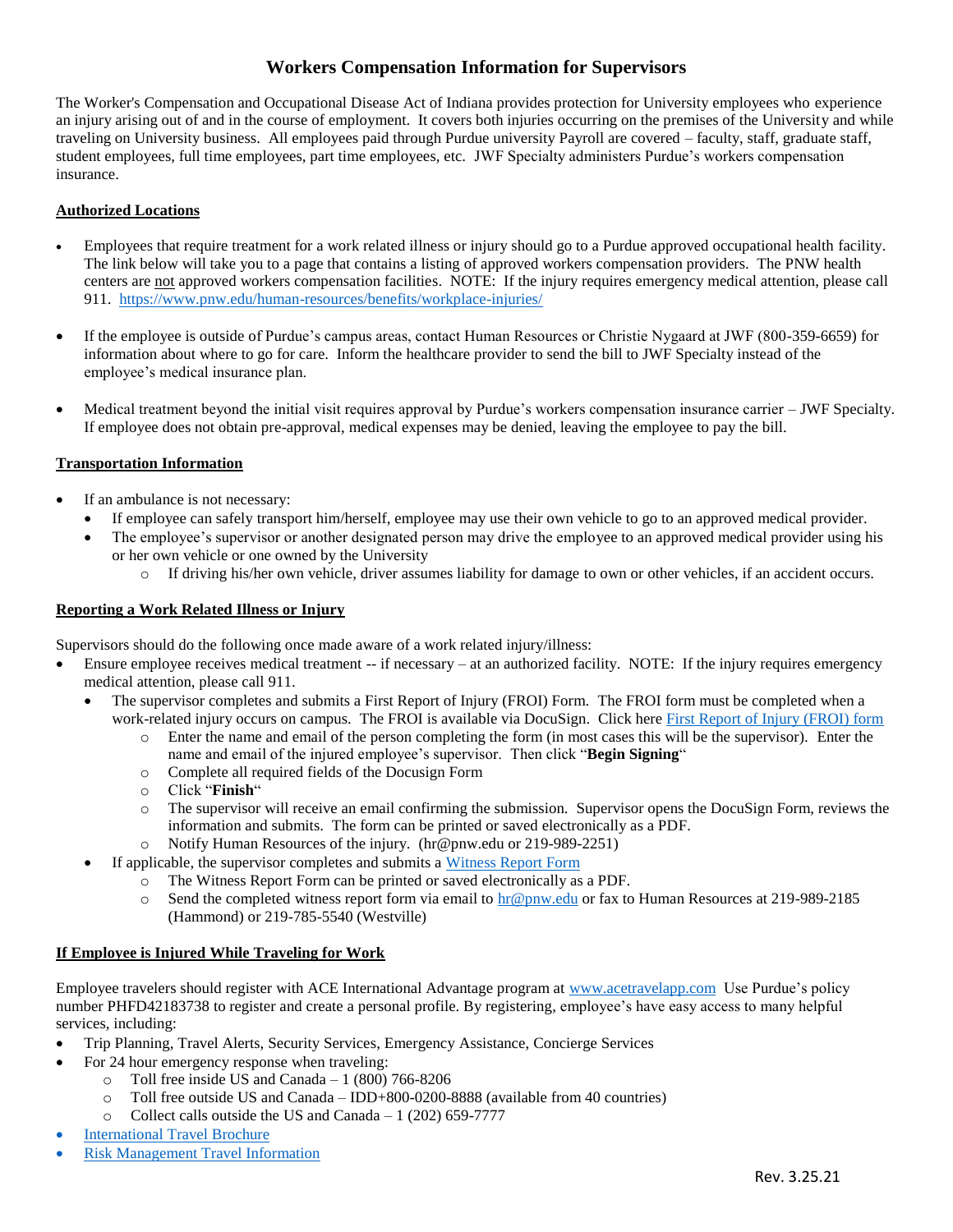# Workers Compensation Information for Supervisors

The Worker's Compensation and Occupational Disease Act of Indiana provides protection for University employees who experience an injury arising out of and in the course of employment. It covers both injuries occurring on the premises of the University and while traveling on University business. All employees paid through Purdue university Payroll are covered – faculty, staff, graduate staff, student employees, full time employees, part time employees, etc. JWF Specialty administers Purdue's workers compensation insurance.

## Authorized Locations

- Employees that require treatment for a work related illness or injury should go to a Purdue approved occupational health facility. The link below will take you to a page that contains a listing of approved workers compensation providers. The PNW health centers are not approved workers compensation facilities. NOTE: If the injury requires emergency medical attention, please call 911. [https://www.pnw.edu/human-resources/benefits/workplace-injuries/](https://www.pnw.edu/human-resources/benefits/workplace-injuries/)
- If the employee is outside of Purdue's campus areas, contact Human Resources or Christie Nygaard at JWF (800-359-6659) for information about where to go for care. Inform the healthcare provider to send the bill to JWF Specialty instead of the employee's medical insurance plan.
- Medical treatment beyond the initial visit requires approval by Purdue's workers compensation insurance carrier – JWF Specialty. If employee does not obtain pre-approval, medical expenses may be denied, leaving the employee to pay the bill.

## Transportation Information

- If an ambulance is not necessary:
  - If employee can safely transport him/herself, employee may use their own vehicle to go to an approved medical provider.
  - The employee's supervisor or another designated person may drive the employee to an approved medical provider using his or her own vehicle or one owned by the University
    - If driving his/her own vehicle, driver assumes liability for damage to own or other vehicles, if an accident occurs.

## Reporting a Work Related Illness or Injury

Supervisors should do the following once made aware of a work related injury/illness:

- Ensure employee receives medical treatment -- if necessary – at an authorized facility. NOTE: If the injury requires emergency medical attention, please call 911.
  - The supervisor completes and submits a First Report of Injury (FROI) Form. The FROI form must be completed when a work-related injury occurs on campus. The FROI is available via DocuSign. Click here First Report of Injury (FROI) form
    - Enter the name and email of the person completing the form (in most cases this will be the supervisor). Enter the name and email of the injured employee's supervisor. Then click "**Begin Signing**"
    - Complete all required fields of the Docusign Form
    - Click "**Finish**"
    - The supervisor will receive an email confirming the submission. Supervisor opens the DocuSign Form, reviews the information and submits. The form can be printed or saved electronically as a PDF.
    - Notify Human Resources of the injury. (hr@pnw.edu or 219-989-2251)
  - If applicable, the supervisor completes and submits a Witness Report Form
    - The Witness Report Form can be printed or saved electronically as a PDF.
    - Send the completed witness report form via email to hr@pnw.edu or fax to Human Resources at 219-989-2185 (Hammond) or 219-785-5540 (Westville)

## If Employee is Injured While Traveling for Work

Employee travelers should register with ACE International Advantage program at www.acetravelapp.com Use Purdue's policy number PHFD42183738 to register and create a personal profile. By registering, employee's have easy access to many helpful services, including:

- Trip Planning, Travel Alerts, Security Services, Emergency Assistance, Concierge Services
- For 24 hour emergency response when traveling:
  - Toll free inside US and Canada – 1 (800) 766-8206
  - Toll free outside US and Canada – IDD+800-0200-8888 (available from 40 countries)
  - Collect calls outside the US and Canada – 1 (202) 659-7777
- International Travel Brochure
- Risk Management Travel Information

Rev. 3.25.21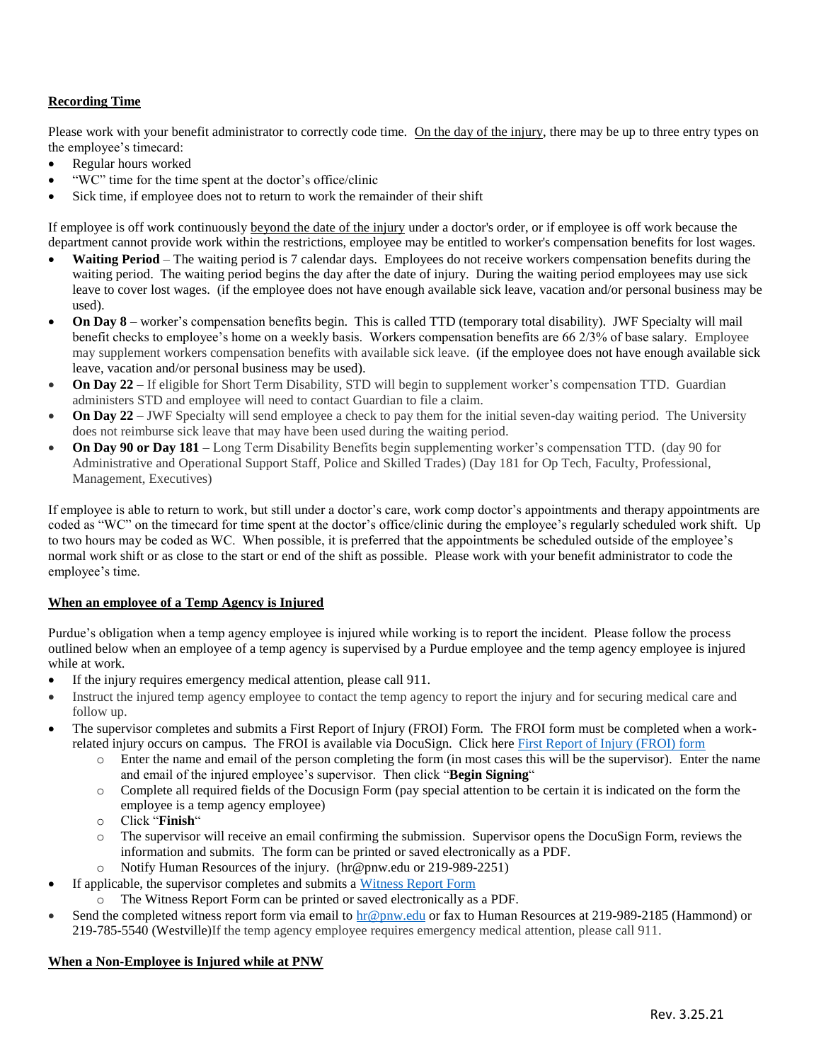**Recording Time**

Please work with your benefit administrator to correctly code time. On the day of the injury, there may be up to three entry types on the employee's timecard:

- Regular hours worked
- "WC" time for the time spent at the doctor's office/clinic
- Sick time, if employee does not to return to work the remainder of their shift

If employee is off work continuously beyond the date of the injury under a doctor's order, or if employee is off work because the department cannot provide work within the restrictions, employee may be entitled to worker's compensation benefits for lost wages.

- **Waiting Period** – The waiting period is 7 calendar days. Employees do not receive workers compensation benefits during the waiting period. The waiting period begins the day after the date of injury. During the waiting period employees may use sick leave to cover lost wages. (if the employee does not have enough available sick leave, vacation and/or personal business may be used).
- **On Day 8** – worker's compensation benefits begin. This is called TTD (temporary total disability). JWF Specialty will mail benefit checks to employee's home on a weekly basis. Workers compensation benefits are 66 2/3% of base salary. Employee may supplement workers compensation benefits with available sick leave. (if the employee does not have enough available sick leave, vacation and/or personal business may be used).
- **On Day 22** – If eligible for Short Term Disability, STD will begin to supplement worker's compensation TTD. Guardian administers STD and employee will need to contact Guardian to file a claim.
- **On Day 22** – JWF Specialty will send employee a check to pay them for the initial seven-day waiting period. The University does not reimburse sick leave that may have been used during the waiting period.
- **On Day 90 or Day 181** – Long Term Disability Benefits begin supplementing worker's compensation TTD. (day 90 for Administrative and Operational Support Staff, Police and Skilled Trades) (Day 181 for Op Tech, Faculty, Professional, Management, Executives)

If employee is able to return to work, but still under a doctor's care, work comp doctor's appointments and therapy appointments are coded as "WC" on the timecard for time spent at the doctor's office/clinic during the employee's regularly scheduled work shift. Up to two hours may be coded as WC. When possible, it is preferred that the appointments be scheduled outside of the employee's normal work shift or as close to the start or end of the shift as possible. Please work with your benefit administrator to code the employee's time.

**When an employee of a Temp Agency is Injured**

Purdue's obligation when a temp agency employee is injured while working is to report the incident. Please follow the process outlined below when an employee of a temp agency is supervised by a Purdue employee and the temp agency employee is injured while at work.

- If the injury requires emergency medical attention, please call 911.
- Instruct the injured temp agency employee to contact the temp agency to report the injury and for securing medical care and follow up.
- The supervisor completes and submits a First Report of Injury (FROI) Form. The FROI form must be completed when a work-related injury occurs on campus. The FROI is available via DocuSign. Click here First Report of Injury (FROI) form
  - Enter the name and email of the person completing the form (in most cases this will be the supervisor). Enter the name and email of the injured employee's supervisor. Then click "**Begin Signing**"
  - Complete all required fields of the Docusign Form (pay special attention to be certain it is indicated on the form the employee is a temp agency employee)
  - Click "**Finish**"
  - The supervisor will receive an email confirming the submission. Supervisor opens the DocuSign Form, reviews the information and submits. The form can be printed or saved electronically as a PDF.
  - Notify Human Resources of the injury. (hr@pnw.edu or 219-989-2251)
- If applicable, the supervisor completes and submits a Witness Report Form
  - The Witness Report Form can be printed or saved electronically as a PDF.
- Send the completed witness report form via email to hr@pnw.edu or fax to Human Resources at 219-989-2185 (Hammond) or 219-785-5540 (Westville)If the temp agency employee requires emergency medical attention, please call 911.

**When a Non-Employee is Injured while at PNW**

Rev. 3.25.21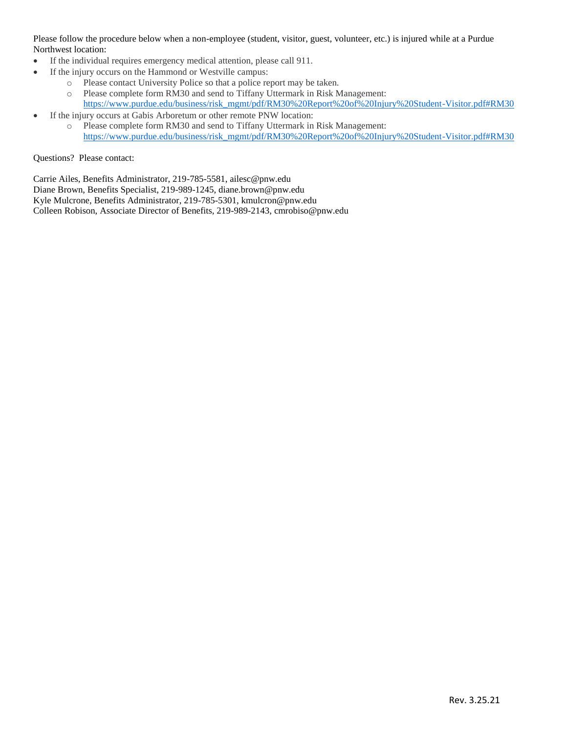Please follow the procedure below when a non-employee (student, visitor, guest, volunteer, etc.) is injured while at a Purdue Northwest location:

- If the individual requires emergency medical attention, please call 911.
- If the injury occurs on the Hammond or Westville campus:
  - Please contact University Police so that a police report may be taken.
  - Please complete form RM30 and send to Tiffany Uttermark in Risk Management: https://www.purdue.edu/business/risk_mgmt/pdf/RM30%20Report%20of%20Injury%20Student-Visitor.pdf#RM30
- If the injury occurs at Gabis Arboretum or other remote PNW location:
  - Please complete form RM30 and send to Tiffany Uttermark in Risk Management: https://www.purdue.edu/business/risk_mgmt/pdf/RM30%20Report%20of%20Injury%20Student-Visitor.pdf#RM30

Questions? Please contact:

Carrie Ailes, Benefits Administrator, 219-785-5581, ailesc@pnw.edu
Diane Brown, Benefits Specialist, 219-989-1245, diane.brown@pnw.edu
Kyle Mulcrone, Benefits Administrator, 219-785-5301, kmulcron@pnw.edu
Colleen Robison, Associate Director of Benefits, 219-989-2143, cmrobiso@pnw.edu

Rev. 3.25.21